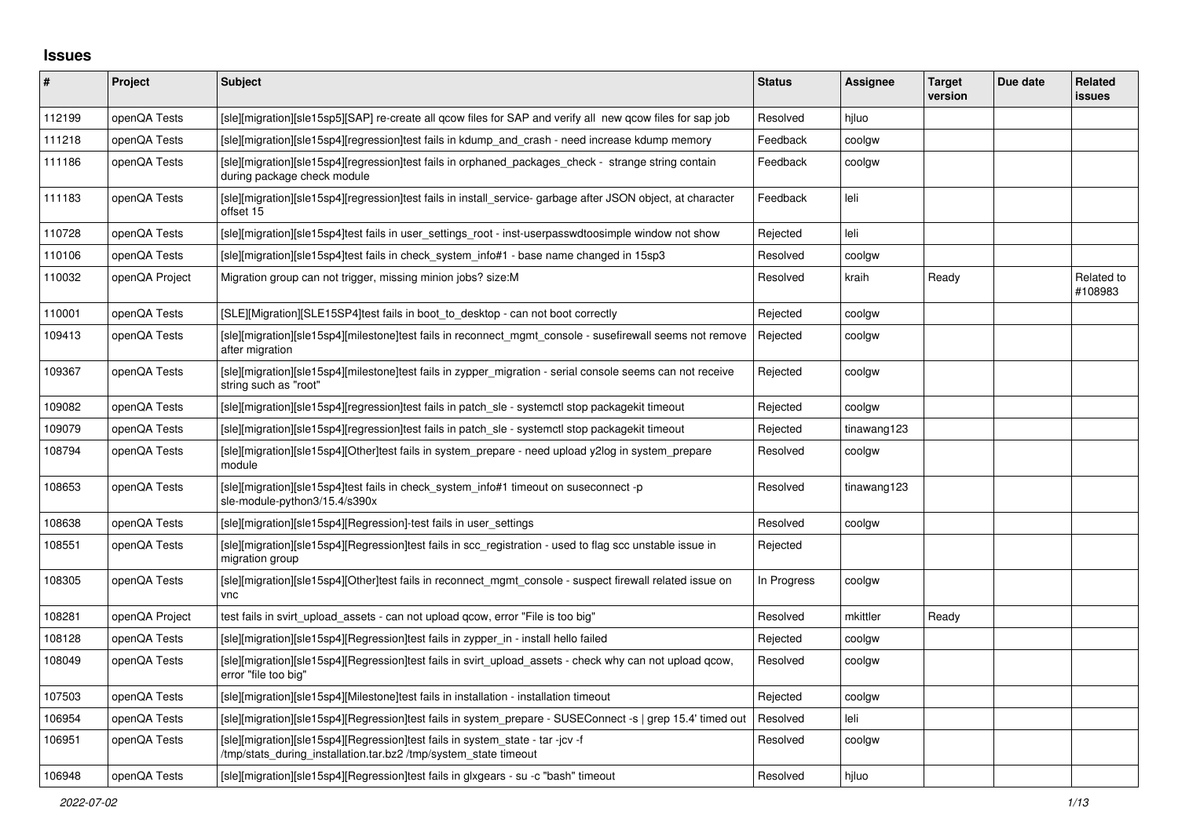## Issues

| # | Project | Subject | Status | Assignee | Target version | Due date | Related issues |
|---|---|---|---|---|---|---|---|
| 112199 | openQA Tests | [sle][migration][sle15sp5][SAP] re-create all qcow files for SAP and verify all new qcow files for sap job | Resolved | hjluo | | | |
| 111218 | openQA Tests | [sle][migration][sle15sp4][regression]test fails in kdump_and_crash - need increase kdump memory | Feedback | coolgw | | | |
| 111186 | openQA Tests | [sle][migration][sle15sp4][regression]test fails in orphaned_packages_check - strange string contain during package check module | Feedback | coolgw | | | |
| 111183 | openQA Tests | [sle][migration][sle15sp4][regression]test fails in install_service- garbage after JSON object, at character offset 15 | Feedback | leli | | | |
| 110728 | openQA Tests | [sle][migration][sle15sp4]test fails in user_settings_root - inst-userpasswdtoosimple window not show | Rejected | leli | | | |
| 110106 | openQA Tests | [sle][migration][sle15sp4]test fails in check_system_info#1 - base name changed in 15sp3 | Resolved | coolgw | | | |
| 110032 | openQA Project | Migration group can not trigger, missing minion jobs? size:M | Resolved | kraih | Ready | | Related to #108983 |
| 110001 | openQA Tests | [SLE][Migration][SLE15SP4]test fails in boot_to_desktop - can not boot correctly | Rejected | coolgw | | | |
| 109413 | openQA Tests | [sle][migration][sle15sp4][milestone]test fails in reconnect_mgmt_console - susefirewall seems not remove after migration | Rejected | coolgw | | | |
| 109367 | openQA Tests | [sle][migration][sle15sp4][milestone]test fails in zypper_migration - serial console seems can not receive string such as "root" | Rejected | coolgw | | | |
| 109082 | openQA Tests | [sle][migration][sle15sp4][regression]test fails in patch_sle - systemctl stop packagekit timeout | Rejected | coolgw | | | |
| 109079 | openQA Tests | [sle][migration][sle15sp4][regression]test fails in patch_sle - systemctl stop packagekit timeout | Rejected | tinawang123 | | | |
| 108794 | openQA Tests | [sle][migration][sle15sp4][Other]test fails in system_prepare - need upload y2log in system_prepare module | Resolved | coolgw | | | |
| 108653 | openQA Tests | [sle][migration][sle15sp4]test fails in check_system_info#1 timeout on suseconnect -p sle-module-python3/15.4/s390x | Resolved | tinawang123 | | | |
| 108638 | openQA Tests | [sle][migration][sle15sp4][Regression]-test fails in user_settings | Resolved | coolgw | | | |
| 108551 | openQA Tests | [sle][migration][sle15sp4][Regression]test fails in scc_registration - used to flag scc unstable issue in migration group | Rejected | | | | |
| 108305 | openQA Tests | [sle][migration][sle15sp4][Other]test fails in reconnect_mgmt_console - suspect firewall related issue on vnc | In Progress | coolgw | | | |
| 108281 | openQA Project | test fails in svirt_upload_assets - can not upload qcow, error "File is too big" | Resolved | mkittler | Ready | | |
| 108128 | openQA Tests | [sle][migration][sle15sp4][Regression]test fails in zypper_in - install hello failed | Rejected | coolgw | | | |
| 108049 | openQA Tests | [sle][migration][sle15sp4][Regression]test fails in svirt_upload_assets - check why can not upload qcow, error "file too big" | Resolved | coolgw | | | |
| 107503 | openQA Tests | [sle][migration][sle15sp4][Milestone]test fails in installation - installation timeout | Rejected | coolgw | | | |
| 106954 | openQA Tests | [sle][migration][sle15sp4][Regression]test fails in system_prepare - SUSEConnect -s \| grep 15.4' timed out | Resolved | leli | | | |
| 106951 | openQA Tests | [sle][migration][sle15sp4][Regression]test fails in system_state - tar -jcv -f /tmp/stats_during_installation.tar.bz2 /tmp/system_state timeout | Resolved | coolgw | | | |
| 106948 | openQA Tests | [sle][migration][sle15sp4][Regression]test fails in glxgears - su -c "bash" timeout | Resolved | hjluo | | | |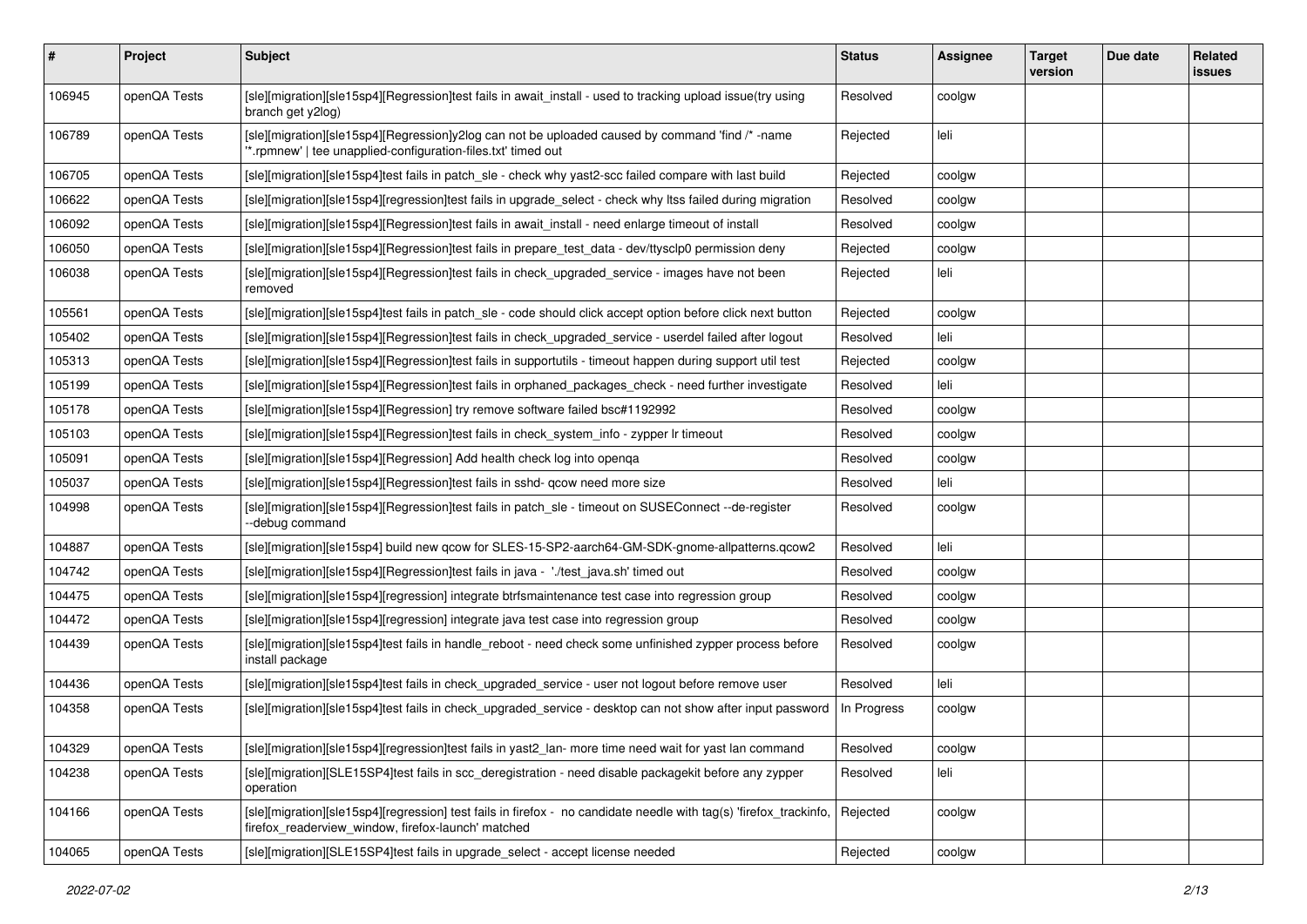| # | Project | Subject | Status | Assignee | Target version | Due date | Related issues |
|---|---|---|---|---|---|---|---|
| 106945 | openQA Tests | [sle][migration][sle15sp4][Regression]test fails in await_install - used to tracking upload issue(try using branch get y2log) | Resolved | coolgw | | | |
| 106789 | openQA Tests | [sle][migration][sle15sp4][Regression]y2log can not be uploaded caused by command 'find /* -name '*.rpmnew' \| tee unapplied-configuration-files.txt' timed out | Rejected | leli | | | |
| 106705 | openQA Tests | [sle][migration][sle15sp4]test fails in patch_sle - check why yast2-scc failed compare with last build | Rejected | coolgw | | | |
| 106622 | openQA Tests | [sle][migration][sle15sp4][regression]test fails in upgrade_select - check why ltss failed during migration | Resolved | coolgw | | | |
| 106092 | openQA Tests | [sle][migration][sle15sp4][Regression]test fails in await_install - need enlarge timeout of install | Resolved | coolgw | | | |
| 106050 | openQA Tests | [sle][migration][sle15sp4][Regression]test fails in prepare_test_data - dev/ttysclp0 permission deny | Rejected | coolgw | | | |
| 106038 | openQA Tests | [sle][migration][sle15sp4][Regression]test fails in check_upgraded_service - images have not been removed | Rejected | leli | | | |
| 105561 | openQA Tests | [sle][migration][sle15sp4]test fails in patch_sle - code should click accept option before click next button | Rejected | coolgw | | | |
| 105402 | openQA Tests | [sle][migration][sle15sp4][Regression]test fails in check_upgraded_service - userdel failed after logout | Resolved | leli | | | |
| 105313 | openQA Tests | [sle][migration][sle15sp4][Regression]test fails in supportutils - timeout happen during support util test | Rejected | coolgw | | | |
| 105199 | openQA Tests | [sle][migration][sle15sp4][Regression]test fails in orphaned_packages_check - need further investigate | Resolved | leli | | | |
| 105178 | openQA Tests | [sle][migration][sle15sp4][Regression] try remove software failed bsc#1192992 | Resolved | coolgw | | | |
| 105103 | openQA Tests | [sle][migration][sle15sp4][Regression]test fails in check_system_info - zypper lr timeout | Resolved | coolgw | | | |
| 105091 | openQA Tests | [sle][migration][sle15sp4][Regression] Add health check log into openqa | Resolved | coolgw | | | |
| 105037 | openQA Tests | [sle][migration][sle15sp4][Regression]test fails in sshd- qcow need more size | Resolved | leli | | | |
| 104998 | openQA Tests | [sle][migration][sle15sp4][Regression]test fails in patch_sle - timeout on SUSEConnect --de-register --debug command | Resolved | coolgw | | | |
| 104887 | openQA Tests | [sle][migration][sle15sp4] build new qcow for SLES-15-SP2-aarch64-GM-SDK-gnome-allpatterns.qcow2 | Resolved | leli | | | |
| 104742 | openQA Tests | [sle][migration][sle15sp4][Regression]test fails in java - './test_java.sh' timed out | Resolved | coolgw | | | |
| 104475 | openQA Tests | [sle][migration][sle15sp4][regression] integrate btrfsmaintenance test case into regression group | Resolved | coolgw | | | |
| 104472 | openQA Tests | [sle][migration][sle15sp4][regression] integrate java test case into regression group | Resolved | coolgw | | | |
| 104439 | openQA Tests | [sle][migration][sle15sp4]test fails in handle_reboot - need check some unfinished zypper process before install package | Resolved | coolgw | | | |
| 104436 | openQA Tests | [sle][migration][sle15sp4]test fails in check_upgraded_service - user not logout before remove user | Resolved | leli | | | |
| 104358 | openQA Tests | [sle][migration][sle15sp4]test fails in check_upgraded_service - desktop can not show after input password | In Progress | coolgw | | | |
| 104329 | openQA Tests | [sle][migration][sle15sp4][regression]test fails in yast2_lan- more time need wait for yast lan command | Resolved | coolgw | | | |
| 104238 | openQA Tests | [sle][migration][SLE15SP4]test fails in scc_deregistration - need disable packagekit before any zypper operation | Resolved | leli | | | |
| 104166 | openQA Tests | [sle][migration][sle15sp4][regression] test fails in firefox - no candidate needle with tag(s) 'firefox_trackinfo, firefox_readerview_window, firefox-launch' matched | Rejected | coolgw | | | |
| 104065 | openQA Tests | [sle][migration][SLE15SP4]test fails in upgrade_select - accept license needed | Rejected | coolgw | | | |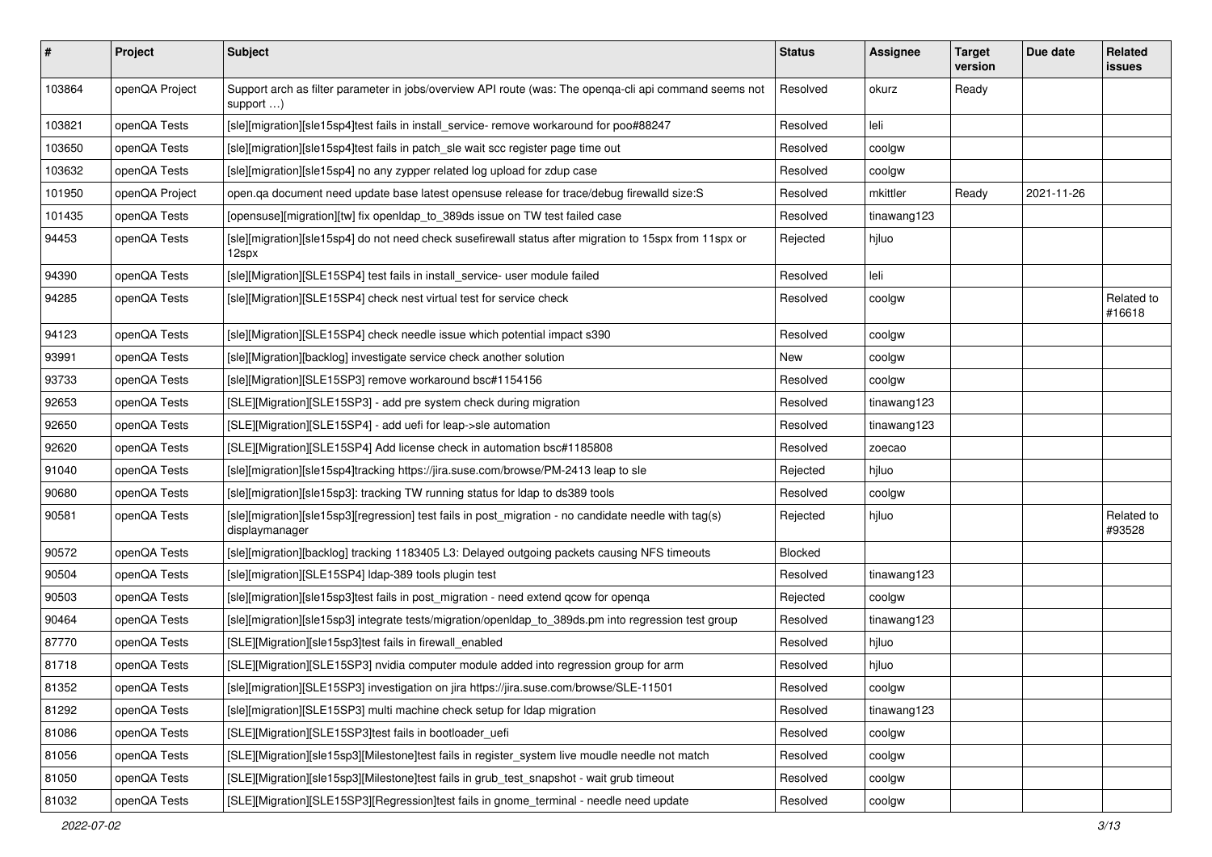| # | Project | Subject | Status | Assignee | Target version | Due date | Related issues |
|---|---|---|---|---|---|---|---|
| 103864 | openQA Project | Support arch as filter parameter in jobs/overview API route (was: The openqa-cli api command seems not support …) | Resolved | okurz | Ready | | |
| 103821 | openQA Tests | [sle][migration][sle15sp4]test fails in install_service- remove workaround for poo#88247 | Resolved | leli | | | |
| 103650 | openQA Tests | [sle][migration][sle15sp4]test fails in patch_sle wait scc register page time out | Resolved | coolgw | | | |
| 103632 | openQA Tests | [sle][migration][sle15sp4] no any zypper related log upload for zdup case | Resolved | coolgw | | | |
| 101950 | openQA Project | open.qa document need update base latest opensuse release for trace/debug firewalld size:S | Resolved | mkittler | Ready | 2021-11-26 | |
| 101435 | openQA Tests | [opensuse][migration][tw] fix openldap_to_389ds issue on TW test failed case | Resolved | tinawang123 | | | |
| 94453 | openQA Tests | [sle][migration][sle15sp4] do not need check susefirewall status after migration to 15spx from 11spx or 12spx | Rejected | hjluo | | | |
| 94390 | openQA Tests | [sle][Migration][SLE15SP4] test fails in install_service- user module failed | Resolved | leli | | | |
| 94285 | openQA Tests | [sle][Migration][SLE15SP4] check nest virtual test for service check | Resolved | coolgw | | | Related to #16618 |
| 94123 | openQA Tests | [sle][Migration][SLE15SP4] check needle issue which potential impact s390 | Resolved | coolgw | | | |
| 93991 | openQA Tests | [sle][Migration][backlog] investigate service check another solution | New | coolgw | | | |
| 93733 | openQA Tests | [sle][Migration][SLE15SP3] remove workaround bsc#1154156 | Resolved | coolgw | | | |
| 92653 | openQA Tests | [SLE][Migration][SLE15SP3] - add pre system check during migration | Resolved | tinawang123 | | | |
| 92650 | openQA Tests | [SLE][Migration][SLE15SP4] - add uefi for leap->sle automation | Resolved | tinawang123 | | | |
| 92620 | openQA Tests | [SLE][Migration][SLE15SP4] Add license check in automation bsc#1185808 | Resolved | zoecao | | | |
| 91040 | openQA Tests | [sle][migration][sle15sp4]tracking https://jira.suse.com/browse/PM-2413 leap to sle | Rejected | hjluo | | | |
| 90680 | openQA Tests | [sle][migration][sle15sp3]: tracking TW running status for ldap to ds389 tools | Resolved | coolgw | | | |
| 90581 | openQA Tests | [sle][migration][sle15sp3][regression] test fails in post_migration - no candidate needle with tag(s) displaymanager | Rejected | hjluo | | | Related to #93528 |
| 90572 | openQA Tests | [sle][migration][backlog] tracking 1183405 L3: Delayed outgoing packets causing NFS timeouts | Blocked | | | | |
| 90504 | openQA Tests | [sle][migration][SLE15SP4] ldap-389 tools plugin test | Resolved | tinawang123 | | | |
| 90503 | openQA Tests | [sle][migration][sle15sp3]test fails in post_migration - need extend qcow for openqa | Rejected | coolgw | | | |
| 90464 | openQA Tests | [sle][migration][sle15sp3] integrate tests/migration/openldap_to_389ds.pm into regression test group | Resolved | tinawang123 | | | |
| 87770 | openQA Tests | [SLE][Migration][sle15sp3]test fails in firewall_enabled | Resolved | hjluo | | | |
| 81718 | openQA Tests | [SLE][Migration][SLE15SP3] nvidia computer module added into regression group for arm | Resolved | hjluo | | | |
| 81352 | openQA Tests | [sle][migration][SLE15SP3] investigation on jira https://jira.suse.com/browse/SLE-11501 | Resolved | coolgw | | | |
| 81292 | openQA Tests | [sle][migration][SLE15SP3] multi machine check setup for ldap migration | Resolved | tinawang123 | | | |
| 81086 | openQA Tests | [SLE][Migration][SLE15SP3]test fails in bootloader_uefi | Resolved | coolgw | | | |
| 81056 | openQA Tests | [SLE][Migration][sle15sp3][Milestone]test fails in register_system live moudle needle not match | Resolved | coolgw | | | |
| 81050 | openQA Tests | [SLE][Migration][sle15sp3][Milestone]test fails in grub_test_snapshot - wait grub timeout | Resolved | coolgw | | | |
| 81032 | openQA Tests | [SLE][Migration][SLE15SP3][Regression]test fails in gnome_terminal - needle need update | Resolved | coolgw | | | |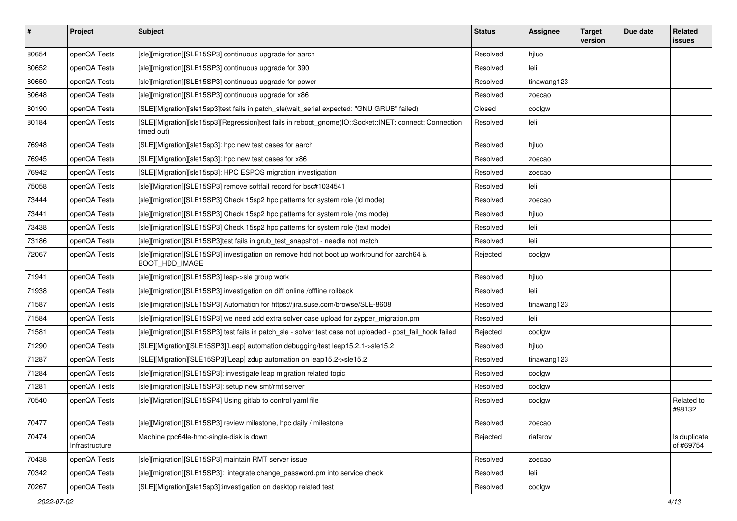| # | Project | Subject | Status | Assignee | Target version | Due date | Related issues |
|---|---|---|---|---|---|---|---|
| 80654 | openQA Tests | [sle][migration][SLE15SP3] continuous upgrade for aarch | Resolved | hjluo | | | |
| 80652 | openQA Tests | [sle][migration][SLE15SP3] continuous upgrade for 390 | Resolved | leli | | | |
| 80650 | openQA Tests | [sle][migration][SLE15SP3] continuous upgrade for power | Resolved | tinawang123 | | | |
| 80648 | openQA Tests | [sle][migration][SLE15SP3] continuous upgrade for x86 | Resolved | zoecao | | | |
| 80190 | openQA Tests | [SLE][Migration][sle15sp3]test fails in patch_sle(wait_serial expected: "GNU GRUB" failed) | Closed | coolgw | | | |
| 80184 | openQA Tests | [SLE][Migration][sle15sp3][Regression]test fails in reboot_gnome(IO::Socket::INET: connect: Connection timed out) | Resolved | leli | | | |
| 76948 | openQA Tests | [SLE][Migration][sle15sp3]: hpc new test cases for aarch | Resolved | hjluo | | | |
| 76945 | openQA Tests | [SLE][Migration][sle15sp3]: hpc new test cases for x86 | Resolved | zoecao | | | |
| 76942 | openQA Tests | [SLE][Migration][sle15sp3]: HPC ESPOS migration investigation | Resolved | zoecao | | | |
| 75058 | openQA Tests | [sle][Migration][SLE15SP3] remove softfail record for bsc#1034541 | Resolved | leli | | | |
| 73444 | openQA Tests | [sle][migration][SLE15SP3] Check 15sp2 hpc patterns for system role (ld mode) | Resolved | zoecao | | | |
| 73441 | openQA Tests | [sle][migration][SLE15SP3] Check 15sp2 hpc patterns for system role (ms mode) | Resolved | hjluo | | | |
| 73438 | openQA Tests | [sle][migration][SLE15SP3] Check 15sp2 hpc patterns for system role (text mode) | Resolved | leli | | | |
| 73186 | openQA Tests | [sle][migration][SLE15SP3]test fails in grub_test_snapshot - needle not match | Resolved | leli | | | |
| 72067 | openQA Tests | [sle][migration][SLE15SP3] investigation on remove hdd not boot up workround for aarch64 & BOOT_HDD_IMAGE | Rejected | coolgw | | | |
| 71941 | openQA Tests | [sle][migration][SLE15SP3] leap->sle group work | Resolved | hjluo | | | |
| 71938 | openQA Tests | [sle][migration][SLE15SP3] investigation on diff online /offline rollback | Resolved | leli | | | |
| 71587 | openQA Tests | [sle][migration][SLE15SP3] Automation for https://jira.suse.com/browse/SLE-8608 | Resolved | tinawang123 | | | |
| 71584 | openQA Tests | [sle][migration][SLE15SP3] we need add extra solver case upload for zypper_migration.pm | Resolved | leli | | | |
| 71581 | openQA Tests | [sle][migration][SLE15SP3] test fails in patch_sle - solver test case not uploaded - post_fail_hook failed | Rejected | coolgw | | | |
| 71290 | openQA Tests | [SLE][Migration][SLE15SP3][Leap] automation debugging/test leap15.2.1->sle15.2 | Resolved | hjluo | | | |
| 71287 | openQA Tests | [SLE][Migration][SLE15SP3][Leap] zdup automation on leap15.2->sle15.2 | Resolved | tinawang123 | | | |
| 71284 | openQA Tests | [sle][migration][SLE15SP3]: investigate leap migration related topic | Resolved | coolgw | | | |
| 71281 | openQA Tests | [sle][migration][SLE15SP3]: setup new smt/rmt server | Resolved | coolgw | | | |
| 70540 | openQA Tests | [sle][Migration][SLE15SP4] Using gitlab to control yaml file | Resolved | coolgw | | | Related to #98132 |
| 70477 | openQA Tests | [sle][Migration][SLE15SP3] review milestone, hpc daily / milestone | Resolved | zoecao | | | |
| 70474 | openQA Infrastructure | Machine ppc64le-hmc-single-disk is down | Rejected | riafarov | | | Is duplicate of #69754 |
| 70438 | openQA Tests | [sle][migration][SLE15SP3] maintain RMT server issue | Resolved | zoecao | | | |
| 70342 | openQA Tests | [sle][migration][SLE15SP3]: integrate change_password.pm into service check | Resolved | leli | | | |
| 70267 | openQA Tests | [SLE][Migration][sle15sp3]:investigation on desktop related test | Resolved | coolgw | | | |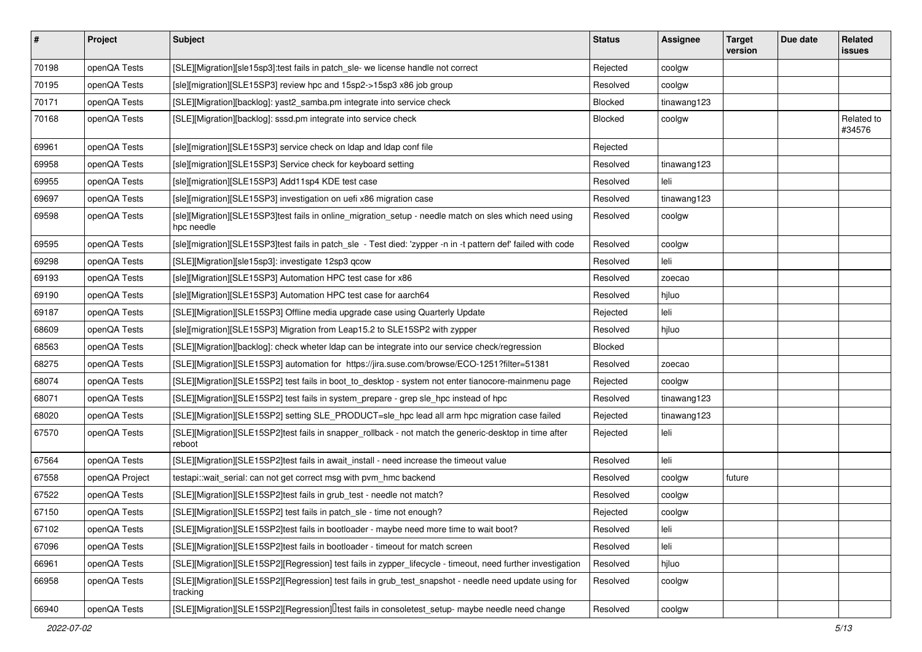| # | Project | Subject | Status | Assignee | Target version | Due date | Related issues |
|---|---|---|---|---|---|---|---|
| 70198 | openQA Tests | [SLE][Migration][sle15sp3]:test fails in patch_sle- we license handle not correct | Rejected | coolgw | | | |
| 70195 | openQA Tests | [sle][migration][SLE15SP3] review hpc and 15sp2->15sp3 x86 job group | Resolved | coolgw | | | |
| 70171 | openQA Tests | [SLE][Migration][backlog]: yast2_samba.pm integrate into service check | Blocked | tinawang123 | | | |
| 70168 | openQA Tests | [SLE][Migration][backlog]: sssd.pm integrate into service check | Blocked | coolgw | | | Related to #34576 |
| 69961 | openQA Tests | [sle][migration][SLE15SP3] service check on ldap and ldap conf file | Rejected | | | | |
| 69958 | openQA Tests | [sle][migration][SLE15SP3] Service check for keyboard setting | Resolved | tinawang123 | | | |
| 69955 | openQA Tests | [sle][migration][SLE15SP3] Add11sp4 KDE test case | Resolved | leli | | | |
| 69697 | openQA Tests | [sle][migration][SLE15SP3] investigation on uefi x86 migration case | Resolved | tinawang123 | | | |
| 69598 | openQA Tests | [sle][Migration][SLE15SP3]test fails in online_migration_setup - needle match on sles which need using hpc needle | Resolved | coolgw | | | |
| 69595 | openQA Tests | [sle][migration][SLE15SP3]test fails in patch_sle - Test died: 'zypper -n in -t pattern def' failed with code | Resolved | coolgw | | | |
| 69298 | openQA Tests | [SLE][Migration][sle15sp3]: investigate 12sp3 qcow | Resolved | leli | | | |
| 69193 | openQA Tests | [sle][Migration][SLE15SP3] Automation HPC test case for x86 | Resolved | zoecao | | | |
| 69190 | openQA Tests | [sle][Migration][SLE15SP3] Automation HPC test case for aarch64 | Resolved | hjluo | | | |
| 69187 | openQA Tests | [SLE][Migration][SLE15SP3] Offline media upgrade case using Quarterly Update | Rejected | leli | | | |
| 68609 | openQA Tests | [sle][migration][SLE15SP3] Migration from Leap15.2 to SLE15SP2 with zypper | Resolved | hjluo | | | |
| 68563 | openQA Tests | [SLE][Migration][backlog]: check wheter ldap can be integrate into our service check/regression | Blocked | | | | |
| 68275 | openQA Tests | [SLE][Migration][SLE15SP3] automation for https://jira.suse.com/browse/ECO-1251?filter=51381 | Resolved | zoecao | | | |
| 68074 | openQA Tests | [SLE][Migration][SLE15SP2] test fails in boot_to_desktop - system not enter tianocore-mainmenu page | Rejected | coolgw | | | |
| 68071 | openQA Tests | [SLE][Migration][SLE15SP2] test fails in system_prepare - grep sle_hpc instead of hpc | Resolved | tinawang123 | | | |
| 68020 | openQA Tests | [SLE][Migration][SLE15SP2] setting SLE_PRODUCT=sle_hpc lead all arm hpc migration case failed | Rejected | tinawang123 | | | |
| 67570 | openQA Tests | [SLE][Migration][SLE15SP2]test fails in snapper_rollback - not match the generic-desktop in time after reboot | Rejected | leli | | | |
| 67564 | openQA Tests | [SLE][Migration][SLE15SP2]test fails in await_install - need increase the timeout value | Resolved | leli | | | |
| 67558 | openQA Project | testapi::wait_serial: can not get correct msg with pvm_hmc backend | Resolved | coolgw | future | | |
| 67522 | openQA Tests | [SLE][Migration][SLE15SP2]test fails in grub_test - needle not match? | Resolved | coolgw | | | |
| 67150 | openQA Tests | [SLE][Migration][SLE15SP2] test fails in patch_sle - time not enough? | Rejected | coolgw | | | |
| 67102 | openQA Tests | [SLE][Migration][SLE15SP2]test fails in bootloader - maybe need more time to wait boot? | Resolved | leli | | | |
| 67096 | openQA Tests | [SLE][Migration][SLE15SP2]test fails in bootloader - timeout for match screen | Resolved | leli | | | |
| 66961 | openQA Tests | [SLE][Migration][SLE15SP2][Regression] test fails in zypper_lifecycle - timeout, need further investigation | Resolved | hjluo | | | |
| 66958 | openQA Tests | [SLE][Migration][SLE15SP2][Regression] test fails in grub_test_snapshot - needle need update using for tracking | Resolved | coolgw | | | |
| 66940 | openQA Tests | [SLE][Migration][SLE15SP2][Regression] test fails in consoletest_setup- maybe needle need change | Resolved | coolgw | | | |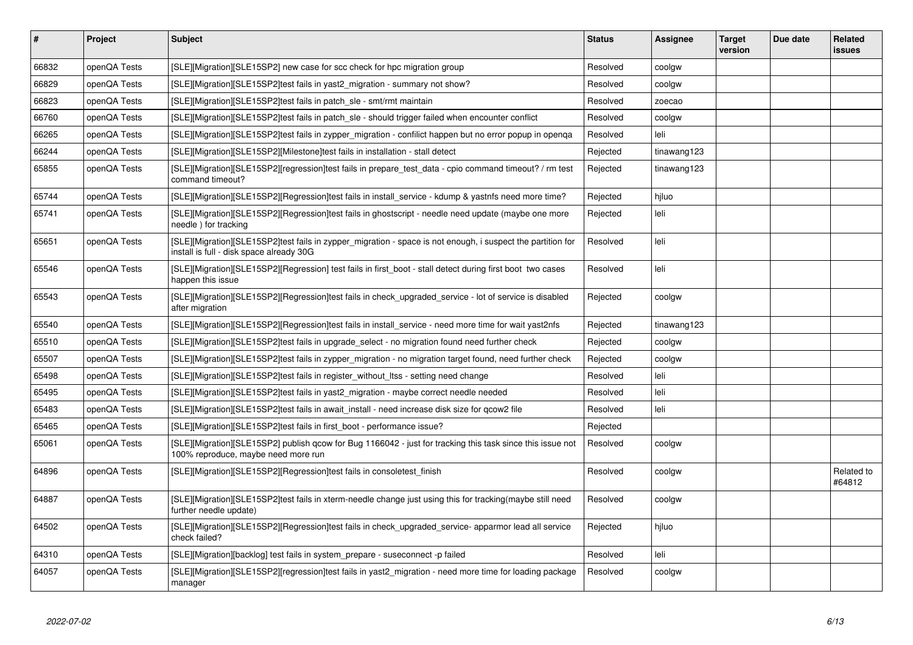| # | Project | Subject | Status | Assignee | Target version | Due date | Related issues |
|---|---|---|---|---|---|---|---|
| 66832 | openQA Tests | [SLE][Migration][SLE15SP2] new case for scc check for hpc migration group | Resolved | coolgw | | | |
| 66829 | openQA Tests | [SLE][Migration][SLE15SP2]test fails in yast2_migration - summary not show? | Resolved | coolgw | | | |
| 66823 | openQA Tests | [SLE][Migration][SLE15SP2]test fails in patch_sle - smt/rmt maintain | Resolved | zoecao | | | |
| 66760 | openQA Tests | [SLE][Migration][SLE15SP2]test fails in patch_sle - should trigger failed when encounter conflict | Resolved | coolgw | | | |
| 66265 | openQA Tests | [SLE][Migration][SLE15SP2]test fails in zypper_migration - conflict happen but no error popup in openqa | Resolved | leli | | | |
| 66244 | openQA Tests | [SLE][Migration][SLE15SP2][Milestone]test fails in installation - stall detect | Rejected | tinawang123 | | | |
| 65855 | openQA Tests | [SLE][Migration][SLE15SP2][regression]test fails in prepare_test_data - cpio command timeout? / rm test command timeout? | Rejected | tinawang123 | | | |
| 65744 | openQA Tests | [SLE][Migration][SLE15SP2][Regression]test fails in install_service - kdump & yastnfs need more time? | Rejected | hjluo | | | |
| 65741 | openQA Tests | [SLE][Migration][SLE15SP2][Regression]test fails in ghostscript - needle need update (maybe one more needle ) for tracking | Rejected | leli | | | |
| 65651 | openQA Tests | [SLE][Migration][SLE15SP2]test fails in zypper_migration - space is not enough, i suspect the partition for install is full - disk space already 30G | Resolved | leli | | | |
| 65546 | openQA Tests | [SLE][Migration][SLE15SP2][Regression] test fails in first_boot - stall detect during first boot two cases happen this issue | Resolved | leli | | | |
| 65543 | openQA Tests | [SLE][Migration][SLE15SP2][Regression]test fails in check_upgraded_service - lot of service is disabled after migration | Rejected | coolgw | | | |
| 65540 | openQA Tests | [SLE][Migration][SLE15SP2][Regression]test fails in install_service - need more time for wait yast2nfs | Rejected | tinawang123 | | | |
| 65510 | openQA Tests | [SLE][Migration][SLE15SP2]test fails in upgrade_select - no migration found need further check | Rejected | coolgw | | | |
| 65507 | openQA Tests | [SLE][Migration][SLE15SP2]test fails in zypper_migration - no migration target found, need further check | Rejected | coolgw | | | |
| 65498 | openQA Tests | [SLE][Migration][SLE15SP2]test fails in register_without_ltss - setting need change | Resolved | leli | | | |
| 65495 | openQA Tests | [SLE][Migration][SLE15SP2]test fails in yast2_migration - maybe correct needle needed | Resolved | leli | | | |
| 65483 | openQA Tests | [SLE][Migration][SLE15SP2]test fails in await_install - need increase disk size for qcow2 file | Resolved | leli | | | |
| 65465 | openQA Tests | [SLE][Migration][SLE15SP2]test fails in first_boot - performance issue? | Rejected | | | | |
| 65061 | openQA Tests | [SLE][Migration][SLE15SP2] publish qcow for Bug 1166042 - just for tracking this task since this issue not 100% reproduce, maybe need more run | Resolved | coolgw | | | |
| 64896 | openQA Tests | [SLE][Migration][SLE15SP2][Regression]test fails in consoletest_finish | Resolved | coolgw | | | Related to #64812 |
| 64887 | openQA Tests | [SLE][Migration][SLE15SP2]test fails in xterm-needle change just using this for tracking(maybe still need further needle update) | Resolved | coolgw | | | |
| 64502 | openQA Tests | [SLE][Migration][SLE15SP2][Regression]test fails in check_upgraded_service- apparmor lead all service check failed? | Rejected | hjluo | | | |
| 64310 | openQA Tests | [SLE][Migration][backlog] test fails in system_prepare - suseconnect -p failed | Resolved | leli | | | |
| 64057 | openQA Tests | [SLE][Migration][SLE15SP2][regression]test fails in yast2_migration - need more time for loading package manager | Resolved | coolgw | | | |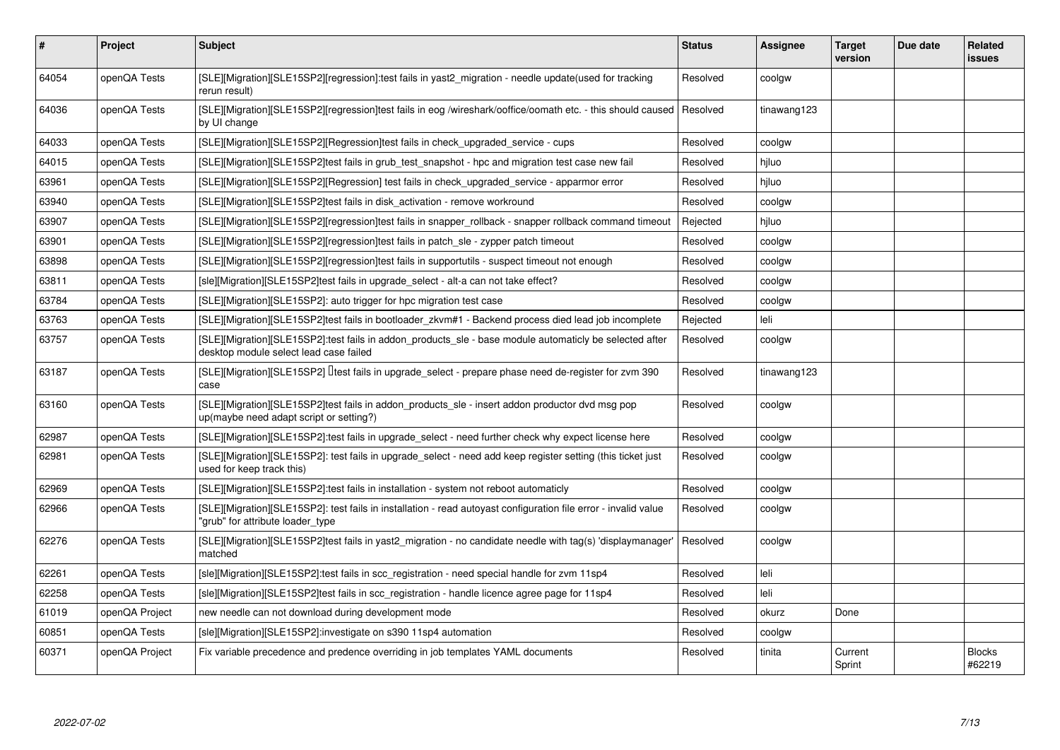| # | Project | Subject | Status | Assignee | Target version | Due date | Related issues |
|---|---|---|---|---|---|---|---|
| 64054 | openQA Tests | [SLE][Migration][SLE15SP2][regression]:test fails in yast2_migration - needle update(used for tracking rerun result) | Resolved | coolgw | | | |
| 64036 | openQA Tests | [SLE][Migration][SLE15SP2][regression]test fails in eog /wireshark/ooffice/oomath etc. - this should caused by UI change | Resolved | tinawang123 | | | |
| 64033 | openQA Tests | [SLE][Migration][SLE15SP2][Regression]test fails in check_upgraded_service - cups | Resolved | coolgw | | | |
| 64015 | openQA Tests | [SLE][Migration][SLE15SP2]test fails in grub_test_snapshot - hpc and migration test case new fail | Resolved | hjluo | | | |
| 63961 | openQA Tests | [SLE][Migration][SLE15SP2][Regression] test fails in check_upgraded_service - apparmor error | Resolved | hjluo | | | |
| 63940 | openQA Tests | [SLE][Migration][SLE15SP2]test fails in disk_activation - remove workround | Resolved | coolgw | | | |
| 63907 | openQA Tests | [SLE][Migration][SLE15SP2][regression]test fails in snapper_rollback - snapper rollback command timeout | Rejected | hjluo | | | |
| 63901 | openQA Tests | [SLE][Migration][SLE15SP2][regression]test fails in patch_sle - zypper patch timeout | Resolved | coolgw | | | |
| 63898 | openQA Tests | [SLE][Migration][SLE15SP2][regression]test fails in supportutils - suspect timeout not enough | Resolved | coolgw | | | |
| 63811 | openQA Tests | [sle][Migration][SLE15SP2]test fails in upgrade_select - alt-a can not take effect? | Resolved | coolgw | | | |
| 63784 | openQA Tests | [SLE][Migration][SLE15SP2]: auto trigger for hpc migration test case | Resolved | coolgw | | | |
| 63763 | openQA Tests | [SLE][Migration][SLE15SP2]test fails in bootloader_zkvm#1 - Backend process died lead job incomplete | Rejected | leli | | | |
| 63757 | openQA Tests | [SLE][Migration][SLE15SP2]:test fails in addon_products_sle - base module automaticly be selected after desktop module select lead case failed | Resolved | coolgw | | | |
| 63187 | openQA Tests | [SLE][Migration][SLE15SP2] test fails in upgrade_select - prepare phase need de-register for zvm 390 case | Resolved | tinawang123 | | | |
| 63160 | openQA Tests | [SLE][Migration][SLE15SP2]test fails in addon_products_sle - insert addon productor dvd msg pop up(maybe need adapt script or setting?) | Resolved | coolgw | | | |
| 62987 | openQA Tests | [SLE][Migration][SLE15SP2]:test fails in upgrade_select - need further check why expect license here | Resolved | coolgw | | | |
| 62981 | openQA Tests | [SLE][Migration][SLE15SP2]: test fails in upgrade_select - need add keep register setting (this ticket just used for keep track this) | Resolved | coolgw | | | |
| 62969 | openQA Tests | [SLE][Migration][SLE15SP2]:test fails in installation - system not reboot automaticly | Resolved | coolgw | | | |
| 62966 | openQA Tests | [SLE][Migration][SLE15SP2]: test fails in installation - read autoyast configuration file error - invalid value "grub" for attribute loader_type | Resolved | coolgw | | | |
| 62276 | openQA Tests | [SLE][Migration][SLE15SP2]test fails in yast2_migration - no candidate needle with tag(s) 'displaymanager' matched | Resolved | coolgw | | | |
| 62261 | openQA Tests | [sle][Migration][SLE15SP2]:test fails in scc_registration - need special handle for zvm 11sp4 | Resolved | leli | | | |
| 62258 | openQA Tests | [sle][Migration][SLE15SP2]test fails in scc_registration - handle licence agree page for 11sp4 | Resolved | leli | | | |
| 61019 | openQA Project | new needle can not download during development mode | Resolved | okurz | Done | | |
| 60851 | openQA Tests | [sle][Migration][SLE15SP2]:investigate on s390 11sp4 automation | Resolved | coolgw | | | |
| 60371 | openQA Project | Fix variable precedence and predence overriding in job templates YAML documents | Resolved | tinita | Current Sprint | | Blocks #62219 |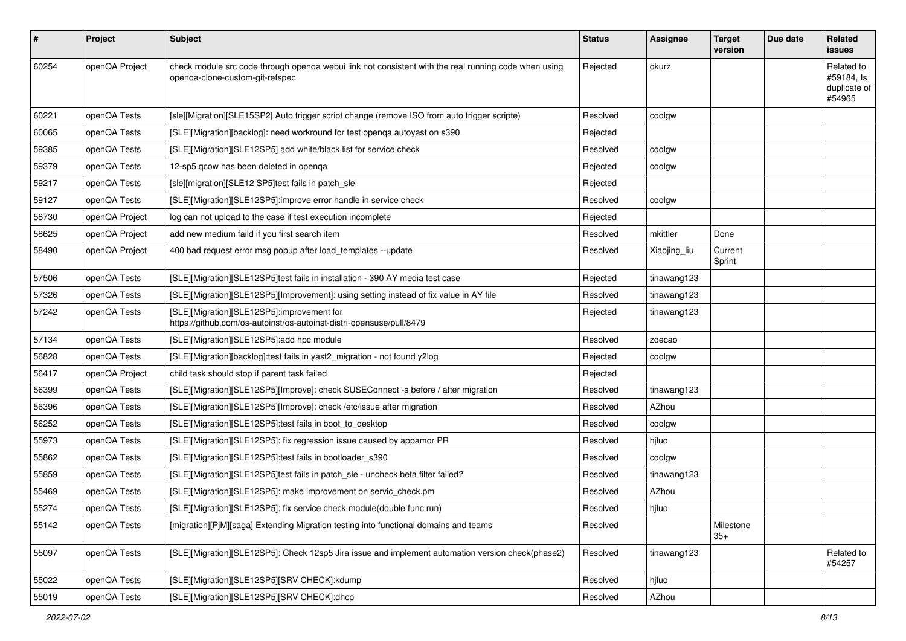| # | Project | Subject | Status | Assignee | Target version | Due date | Related issues |
|---|---|---|---|---|---|---|---|
| 60254 | openQA Project | check module src code through openqa webui link not consistent with the real running code when using openqa-clone-custom-git-refspec | Rejected | okurz | | | Related to #59184, Is duplicate of #54965 |
| 60221 | openQA Tests | [sle][Migration][SLE15SP2] Auto trigger script change (remove ISO from auto trigger scripte) | Resolved | coolgw | | | |
| 60065 | openQA Tests | [SLE][Migration][backlog]: need workround for test openqa autoyast on s390 | Rejected | | | | |
| 59385 | openQA Tests | [SLE][Migration][SLE12SP5] add white/black list for service check | Resolved | coolgw | | | |
| 59379 | openQA Tests | 12-sp5 qcow has been deleted in openqa | Rejected | coolgw | | | |
| 59217 | openQA Tests | [sle][migration][SLE12 SP5]test fails in patch_sle | Rejected | | | | |
| 59127 | openQA Tests | [SLE][Migration][SLE12SP5]:improve error handle in service check | Resolved | coolgw | | | |
| 58730 | openQA Project | log can not upload to the case if test execution incomplete | Rejected | | | | |
| 58625 | openQA Project | add new medium faild if you first search item | Resolved | mkittler | Done | | |
| 58490 | openQA Project | 400 bad request error msg popup after load_templates --update | Resolved | Xiaojing_liu | Current Sprint | | |
| 57506 | openQA Tests | [SLE][Migration][SLE12SP5]test fails in installation - 390 AY media test case | Rejected | tinawang123 | | | |
| 57326 | openQA Tests | [SLE][Migration][SLE12SP5][Improvement]: using setting instead of fix value in AY file | Resolved | tinawang123 | | | |
| 57242 | openQA Tests | [SLE][Migration][SLE12SP5]:improvement for https://github.com/os-autoinst/os-autoinst-distri-opensuse/pull/8479 | Rejected | tinawang123 | | | |
| 57134 | openQA Tests | [SLE][Migration][SLE12SP5]:add hpc module | Resolved | zoecao | | | |
| 56828 | openQA Tests | [SLE][Migration][backlog]:test fails in yast2_migration - not found y2log | Rejected | coolgw | | | |
| 56417 | openQA Project | child task should stop if parent task failed | Rejected | | | | |
| 56399 | openQA Tests | [SLE][Migration][SLE12SP5][Improve]: check SUSEConnect -s before / after migration | Resolved | tinawang123 | | | |
| 56396 | openQA Tests | [SLE][Migration][SLE12SP5][Improve]: check /etc/issue after migration | Resolved | AZhou | | | |
| 56252 | openQA Tests | [SLE][Migration][SLE12SP5]:test fails in boot_to_desktop | Resolved | coolgw | | | |
| 55973 | openQA Tests | [SLE][Migration][SLE12SP5]: fix regression issue caused by appamor PR | Resolved | hjluo | | | |
| 55862 | openQA Tests | [SLE][Migration][SLE12SP5]:test fails in bootloader_s390 | Resolved | coolgw | | | |
| 55859 | openQA Tests | [SLE][Migration][SLE12SP5]test fails in patch_sle - uncheck beta filter failed? | Resolved | tinawang123 | | | |
| 55469 | openQA Tests | [SLE][Migration][SLE12SP5]: make improvement on servic_check.pm | Resolved | AZhou | | | |
| 55274 | openQA Tests | [SLE][Migration][SLE12SP5]: fix service check module(double func run) | Resolved | hjluo | | | |
| 55142 | openQA Tests | [migration][PjM][saga] Extending Migration testing into functional domains and teams | Resolved | | Milestone 35+ | | |
| 55097 | openQA Tests | [SLE][Migration][SLE12SP5]: Check 12sp5 Jira issue and implement automation version check(phase2) | Resolved | tinawang123 | | | Related to #54257 |
| 55022 | openQA Tests | [SLE][Migration][SLE12SP5][SRV CHECK]:kdump | Resolved | hjluo | | | |
| 55019 | openQA Tests | [SLE][Migration][SLE12SP5][SRV CHECK]:dhcp | Resolved | AZhou | | | |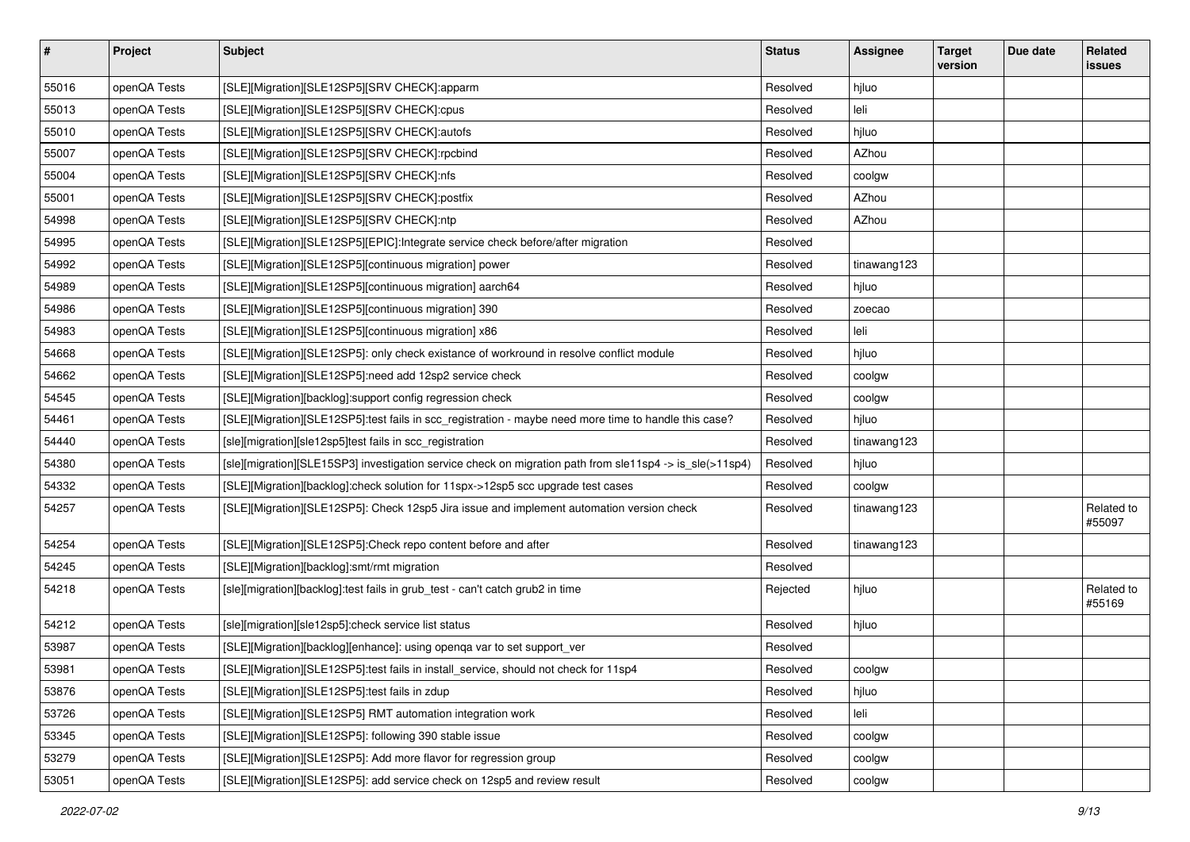| # | Project | Subject | Status | Assignee | Target version | Due date | Related issues |
|---|---|---|---|---|---|---|---|
| 55016 | openQA Tests | [SLE][Migration][SLE12SP5][SRV CHECK]:apparm | Resolved | hjluo | | | |
| 55013 | openQA Tests | [SLE][Migration][SLE12SP5][SRV CHECK]:cpus | Resolved | leli | | | |
| 55010 | openQA Tests | [SLE][Migration][SLE12SP5][SRV CHECK]:autofs | Resolved | hjluo | | | |
| 55007 | openQA Tests | [SLE][Migration][SLE12SP5][SRV CHECK]:rpcbind | Resolved | AZhou | | | |
| 55004 | openQA Tests | [SLE][Migration][SLE12SP5][SRV CHECK]:nfs | Resolved | coolgw | | | |
| 55001 | openQA Tests | [SLE][Migration][SLE12SP5][SRV CHECK]:postfix | Resolved | AZhou | | | |
| 54998 | openQA Tests | [SLE][Migration][SLE12SP5][SRV CHECK]:ntp | Resolved | AZhou | | | |
| 54995 | openQA Tests | [SLE][Migration][SLE12SP5][EPIC]:Integrate service check before/after migration | Resolved | | | | |
| 54992 | openQA Tests | [SLE][Migration][SLE12SP5][continuous migration] power | Resolved | tinawang123 | | | |
| 54989 | openQA Tests | [SLE][Migration][SLE12SP5][continuous migration] aarch64 | Resolved | hjluo | | | |
| 54986 | openQA Tests | [SLE][Migration][SLE12SP5][continuous migration] 390 | Resolved | zoecao | | | |
| 54983 | openQA Tests | [SLE][Migration][SLE12SP5][continuous migration] x86 | Resolved | leli | | | |
| 54668 | openQA Tests | [SLE][Migration][SLE12SP5]: only check existance of workround in resolve conflict module | Resolved | hjluo | | | |
| 54662 | openQA Tests | [SLE][Migration][SLE12SP5]:need add 12sp2 service check | Resolved | coolgw | | | |
| 54545 | openQA Tests | [SLE][Migration][backlog]:support config regression check | Resolved | coolgw | | | |
| 54461 | openQA Tests | [SLE][Migration][SLE12SP5]:test fails in scc_registration - maybe need more time to handle this case? | Resolved | hjluo | | | |
| 54440 | openQA Tests | [sle][migration][sle12sp5]test fails in scc_registration | Resolved | tinawang123 | | | |
| 54380 | openQA Tests | [sle][migration][SLE15SP3] investigation service check on migration path from sle11sp4 -> is_sle(>11sp4) | Resolved | hjluo | | | |
| 54332 | openQA Tests | [SLE][Migration][backlog]:check solution for 11spx->12sp5 scc upgrade test cases | Resolved | coolgw | | | |
| 54257 | openQA Tests | [SLE][Migration][SLE12SP5]: Check 12sp5 Jira issue and implement automation version check | Resolved | tinawang123 | | | Related to #55097 |
| 54254 | openQA Tests | [SLE][Migration][SLE12SP5]:Check repo content before and after | Resolved | tinawang123 | | | |
| 54245 | openQA Tests | [SLE][Migration][backlog]:smt/rmt migration | Resolved | | | | |
| 54218 | openQA Tests | [sle][migration][backlog]:test fails in grub_test - can't catch grub2 in time | Rejected | hjluo | | | Related to #55169 |
| 54212 | openQA Tests | [sle][migration][sle12sp5]:check service list status | Resolved | hjluo | | | |
| 53987 | openQA Tests | [SLE][Migration][backlog][enhance]: using openqa var to set support_ver | Resolved | | | | |
| 53981 | openQA Tests | [SLE][Migration][SLE12SP5]:test fails in install_service, should not check for 11sp4 | Resolved | coolgw | | | |
| 53876 | openQA Tests | [SLE][Migration][SLE12SP5]:test fails in zdup | Resolved | hjluo | | | |
| 53726 | openQA Tests | [SLE][Migration][SLE12SP5] RMT automation integration work | Resolved | leli | | | |
| 53345 | openQA Tests | [SLE][Migration][SLE12SP5]: following 390 stable issue | Resolved | coolgw | | | |
| 53279 | openQA Tests | [SLE][Migration][SLE12SP5]: Add more flavor for regression group | Resolved | coolgw | | | |
| 53051 | openQA Tests | [SLE][Migration][SLE12SP5]: add service check on 12sp5 and review result | Resolved | coolgw | | | |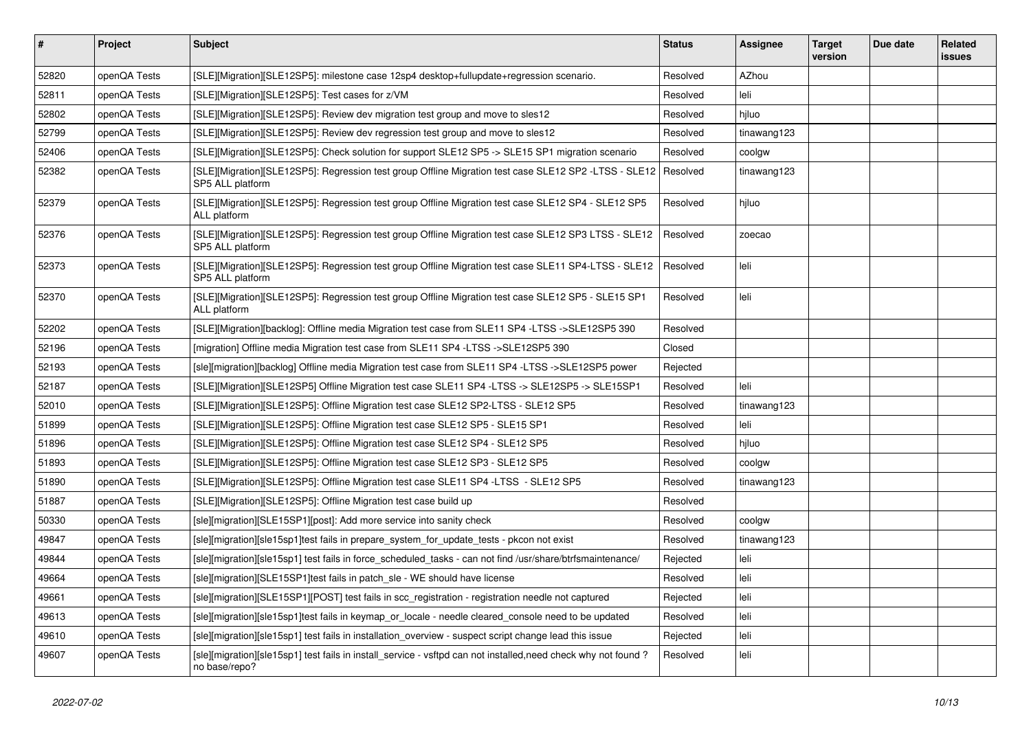| # | Project | Subject | Status | Assignee | Target version | Due date | Related issues |
|---|---|---|---|---|---|---|---|
| 52820 | openQA Tests | [SLE][Migration][SLE12SP5]: milestone case 12sp4 desktop+fullupdate+regression scenario. | Resolved | AZhou | | | |
| 52811 | openQA Tests | [SLE][Migration][SLE12SP5]: Test cases for z/VM | Resolved | leli | | | |
| 52802 | openQA Tests | [SLE][Migration][SLE12SP5]: Review dev migration test group and move to sles12 | Resolved | hjluo | | | |
| 52799 | openQA Tests | [SLE][Migration][SLE12SP5]: Review dev regression test group and move to sles12 | Resolved | tinawang123 | | | |
| 52406 | openQA Tests | [SLE][Migration][SLE12SP5]: Check solution for support SLE12 SP5 -> SLE15 SP1 migration scenario | Resolved | coolgw | | | |
| 52382 | openQA Tests | [SLE][Migration][SLE12SP5]: Regression test group Offline Migration test case SLE12 SP2 -LTSS - SLE12 SP5 ALL platform | Resolved | tinawang123 | | | |
| 52379 | openQA Tests | [SLE][Migration][SLE12SP5]: Regression test group Offline Migration test case SLE12 SP4 - SLE12 SP5 ALL platform | Resolved | hjluo | | | |
| 52376 | openQA Tests | [SLE][Migration][SLE12SP5]: Regression test group Offline Migration test case SLE12 SP3 LTSS - SLE12 SP5 ALL platform | Resolved | zoecao | | | |
| 52373 | openQA Tests | [SLE][Migration][SLE12SP5]: Regression test group Offline Migration test case SLE11 SP4-LTSS - SLE12 SP5 ALL platform | Resolved | leli | | | |
| 52370 | openQA Tests | [SLE][Migration][SLE12SP5]: Regression test group Offline Migration test case SLE12 SP5 - SLE15 SP1 ALL platform | Resolved | leli | | | |
| 52202 | openQA Tests | [SLE][Migration][backlog]: Offline media Migration test case from SLE11 SP4 -LTSS ->SLE12SP5 390 | Resolved | | | | |
| 52196 | openQA Tests | [migration] Offline media Migration test case from SLE11 SP4 -LTSS ->SLE12SP5 390 | Closed | | | | |
| 52193 | openQA Tests | [sle][migration][backlog] Offline media Migration test case from SLE11 SP4 -LTSS ->SLE12SP5 power | Rejected | | | | |
| 52187 | openQA Tests | [SLE][Migration][SLE12SP5] Offline Migration test case SLE11 SP4 -LTSS -> SLE12SP5 -> SLE15SP1 | Resolved | leli | | | |
| 52010 | openQA Tests | [SLE][Migration][SLE12SP5]: Offline Migration test case SLE12 SP2-LTSS - SLE12 SP5 | Resolved | tinawang123 | | | |
| 51899 | openQA Tests | [SLE][Migration][SLE12SP5]: Offline Migration test case SLE12 SP5 - SLE15 SP1 | Resolved | leli | | | |
| 51896 | openQA Tests | [SLE][Migration][SLE12SP5]: Offline Migration test case SLE12 SP4 - SLE12 SP5 | Resolved | hjluo | | | |
| 51893 | openQA Tests | [SLE][Migration][SLE12SP5]: Offline Migration test case SLE12 SP3 - SLE12 SP5 | Resolved | coolgw | | | |
| 51890 | openQA Tests | [SLE][Migration][SLE12SP5]: Offline Migration test case SLE11 SP4 -LTSS - SLE12 SP5 | Resolved | tinawang123 | | | |
| 51887 | openQA Tests | [SLE][Migration][SLE12SP5]: Offline Migration test case build up | Resolved | | | | |
| 50330 | openQA Tests | [sle][migration][SLE15SP1][post]: Add more service into sanity check | Resolved | coolgw | | | |
| 49847 | openQA Tests | [sle][migration][sle15sp1]test fails in prepare_system_for_update_tests - pkcon not exist | Resolved | tinawang123 | | | |
| 49844 | openQA Tests | [sle][migration][sle15sp1] test fails in force_scheduled_tasks - can not find /usr/share/btrfsmaintenance/ | Rejected | leli | | | |
| 49664 | openQA Tests | [sle][migration][SLE15SP1]test fails in patch_sle - WE should have license | Resolved | leli | | | |
| 49661 | openQA Tests | [sle][migration][SLE15SP1][POST] test fails in scc_registration - registration needle not captured | Rejected | leli | | | |
| 49613 | openQA Tests | [sle][migration][sle15sp1]test fails in keymap_or_locale - needle cleared_console need to be updated | Resolved | leli | | | |
| 49610 | openQA Tests | [sle][migration][sle15sp1] test fails in installation_overview - suspect script change lead this issue | Rejected | leli | | | |
| 49607 | openQA Tests | [sle][migration][sle15sp1] test fails in install_service - vsftpd can not installed,need check why not found ? no base/repo? | Resolved | leli | | | |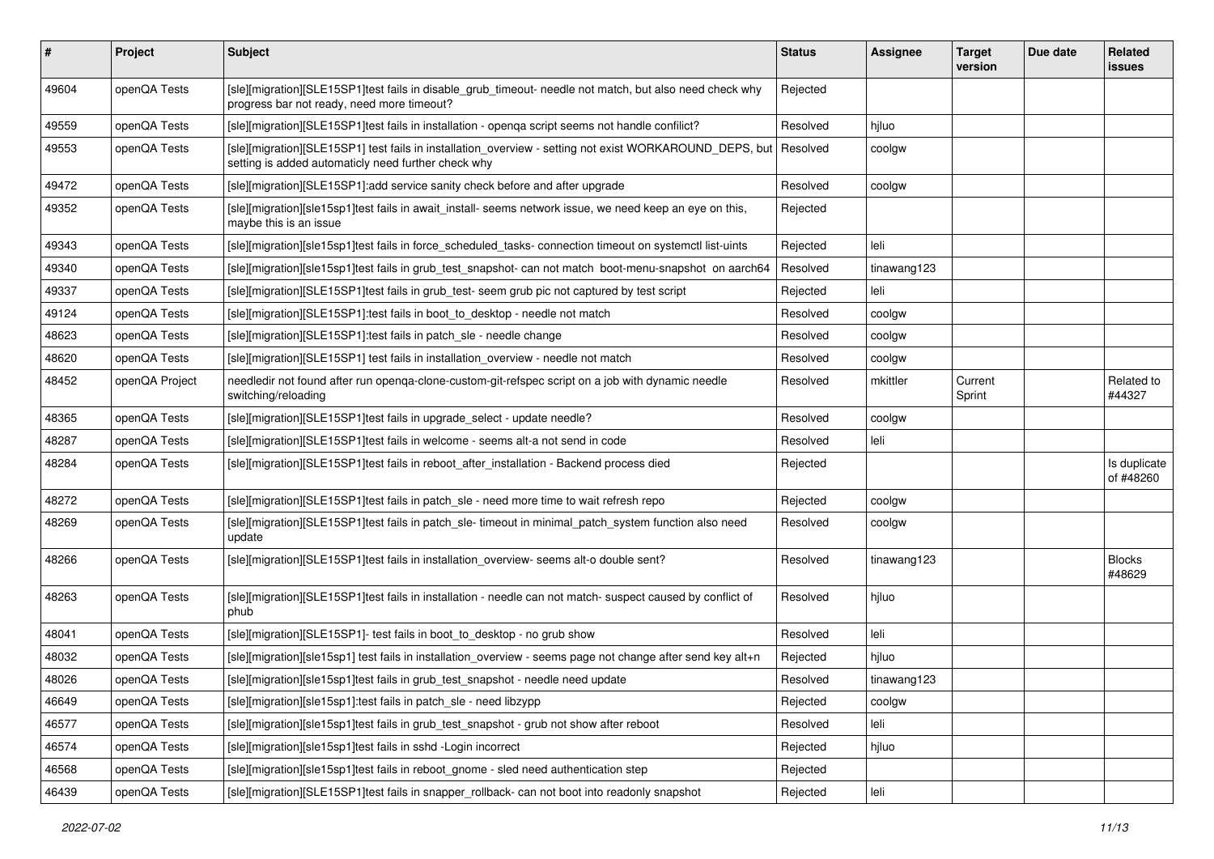| # | Project | Subject | Status | Assignee | Target version | Due date | Related issues |
|---|---|---|---|---|---|---|---|
| 49604 | openQA Tests | [sle][migration][SLE15SP1]test fails in disable_grub_timeout- needle not match, but also need check why progress bar not ready, need more timeout? | Rejected | | | | |
| 49559 | openQA Tests | [sle][migration][SLE15SP1]test fails in installation - openqa script seems not handle confilict? | Resolved | hjluo | | | |
| 49553 | openQA Tests | [sle][migration][SLE15SP1] test fails in installation_overview - setting not exist WORKAROUND_DEPS, but setting is added automaticly need further check why | Resolved | coolgw | | | |
| 49472 | openQA Tests | [sle][migration][SLE15SP1]:add service sanity check before and after upgrade | Resolved | coolgw | | | |
| 49352 | openQA Tests | [sle][migration][sle15sp1]test fails in await_install- seems network issue, we need keep an eye on this, maybe this is an issue | Rejected | | | | |
| 49343 | openQA Tests | [sle][migration][sle15sp1]test fails in force_scheduled_tasks- connection timeout on systemctl list-uints | Rejected | leli | | | |
| 49340 | openQA Tests | [sle][migration][sle15sp1]test fails in grub_test_snapshot- can not match boot-menu-snapshot on aarch64 | Resolved | tinawang123 | | | |
| 49337 | openQA Tests | [sle][migration][SLE15SP1]test fails in grub_test- seem grub pic not captured by test script | Rejected | leli | | | |
| 49124 | openQA Tests | [sle][migration][SLE15SP1]:test fails in boot_to_desktop - needle not match | Resolved | coolgw | | | |
| 48623 | openQA Tests | [sle][migration][SLE15SP1]:test fails in patch_sle - needle change | Resolved | coolgw | | | |
| 48620 | openQA Tests | [sle][migration][SLE15SP1] test fails in installation_overview - needle not match | Resolved | coolgw | | | |
| 48452 | openQA Project | needledir not found after run openqa-clone-custom-git-refspec script on a job with dynamic needle switching/reloading | Resolved | mkittler | Current Sprint | | Related to #44327 |
| 48365 | openQA Tests | [sle][migration][SLE15SP1]test fails in upgrade_select - update needle? | Resolved | coolgw | | | |
| 48287 | openQA Tests | [sle][migration][SLE15SP1]test fails in welcome - seems alt-a not send in code | Resolved | leli | | | |
| 48284 | openQA Tests | [sle][migration][SLE15SP1]test fails in reboot_after_installation - Backend process died | Rejected | | | | Is duplicate of #48260 |
| 48272 | openQA Tests | [sle][migration][SLE15SP1]test fails in patch_sle - need more time to wait refresh repo | Rejected | coolgw | | | |
| 48269 | openQA Tests | [sle][migration][SLE15SP1]test fails in patch_sle- timeout in minimal_patch_system function also need update | Resolved | coolgw | | | |
| 48266 | openQA Tests | [sle][migration][SLE15SP1]test fails in installation_overview- seems alt-o double sent? | Resolved | tinawang123 | | | Blocks #48629 |
| 48263 | openQA Tests | [sle][migration][SLE15SP1]test fails in installation - needle can not match- suspect caused by conflict of phub | Resolved | hjluo | | | |
| 48041 | openQA Tests | [sle][migration][SLE15SP1]- test fails in boot_to_desktop - no grub show | Resolved | leli | | | |
| 48032 | openQA Tests | [sle][migration][sle15sp1] test fails in installation_overview - seems page not change after send key alt+n | Rejected | hjluo | | | |
| 48026 | openQA Tests | [sle][migration][sle15sp1]test fails in grub_test_snapshot - needle need update | Resolved | tinawang123 | | | |
| 46649 | openQA Tests | [sle][migration][sle15sp1]:test fails in patch_sle - need libzypp | Rejected | coolgw | | | |
| 46577 | openQA Tests | [sle][migration][sle15sp1]test fails in grub_test_snapshot - grub not show after reboot | Resolved | leli | | | |
| 46574 | openQA Tests | [sle][migration][sle15sp1]test fails in sshd -Login incorrect | Rejected | hjluo | | | |
| 46568 | openQA Tests | [sle][migration][sle15sp1]test fails in reboot_gnome - sled need authentication step | Rejected | | | | |
| 46439 | openQA Tests | [sle][migration][SLE15SP1]test fails in snapper_rollback- can not boot into readonly snapshot | Rejected | leli | | | |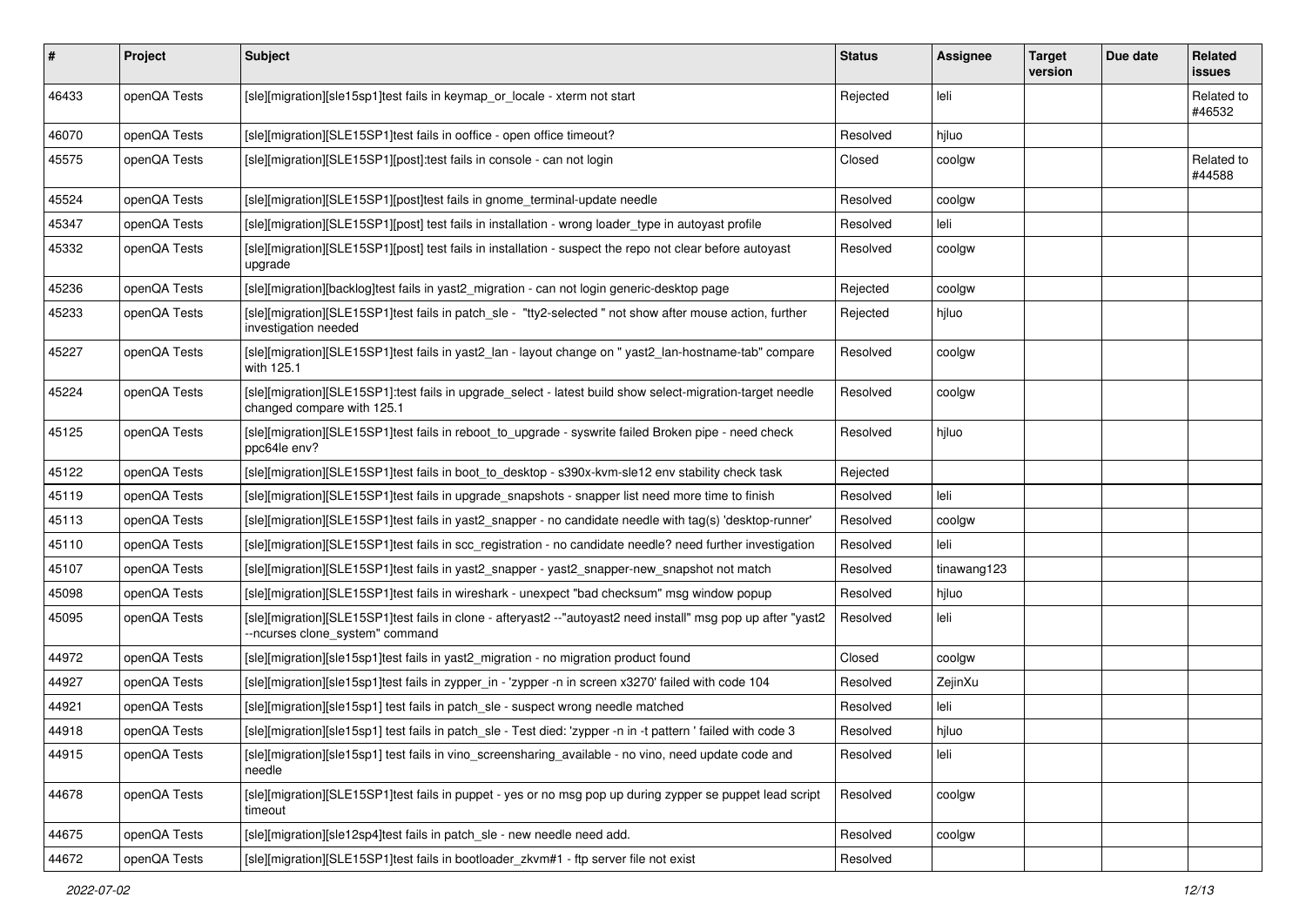| # | Project | Subject | Status | Assignee | Target version | Due date | Related issues |
|---|---|---|---|---|---|---|---|
| 46433 | openQA Tests | [sle][migration][sle15sp1]test fails in keymap_or_locale - xterm not start | Rejected | leli | | | Related to #46532 |
| 46070 | openQA Tests | [sle][migration][SLE15SP1]test fails in ooffice - open office timeout? | Resolved | hjluo | | | |
| 45575 | openQA Tests | [sle][migration][SLE15SP1][post]:test fails in console - can not login | Closed | coolgw | | | Related to #44588 |
| 45524 | openQA Tests | [sle][migration][SLE15SP1][post]test fails in gnome_terminal-update needle | Resolved | coolgw | | | |
| 45347 | openQA Tests | [sle][migration][SLE15SP1][post] test fails in installation - wrong loader_type in autoyast profile | Resolved | leli | | | |
| 45332 | openQA Tests | [sle][migration][SLE15SP1][post] test fails in installation - suspect the repo not clear before autoyast upgrade | Resolved | coolgw | | | |
| 45236 | openQA Tests | [sle][migration][backlog]test fails in yast2_migration - can not login generic-desktop page | Rejected | coolgw | | | |
| 45233 | openQA Tests | [sle][migration][SLE15SP1]test fails in patch_sle - "tty2-selected " not show after mouse action, further investigation needed | Rejected | hjluo | | | |
| 45227 | openQA Tests | [sle][migration][SLE15SP1]test fails in yast2_lan - layout change on " yast2_lan-hostname-tab" compare with 125.1 | Resolved | coolgw | | | |
| 45224 | openQA Tests | [sle][migration][SLE15SP1]:test fails in upgrade_select - latest build show select-migration-target needle changed compare with 125.1 | Resolved | coolgw | | | |
| 45125 | openQA Tests | [sle][migration][SLE15SP1]test fails in reboot_to_upgrade - syswrite failed Broken pipe - need check ppc64le env? | Resolved | hjluo | | | |
| 45122 | openQA Tests | [sle][migration][SLE15SP1]test fails in boot_to_desktop - s390x-kvm-sle12 env stability check task | Rejected | | | | |
| 45119 | openQA Tests | [sle][migration][SLE15SP1]test fails in upgrade_snapshots - snapper list need more time to finish | Resolved | leli | | | |
| 45113 | openQA Tests | [sle][migration][SLE15SP1]test fails in yast2_snapper - no candidate needle with tag(s) 'desktop-runner' | Resolved | coolgw | | | |
| 45110 | openQA Tests | [sle][migration][SLE15SP1]test fails in scc_registration - no candidate needle? need further investigation | Resolved | leli | | | |
| 45107 | openQA Tests | [sle][migration][SLE15SP1]test fails in yast2_snapper - yast2_snapper-new_snapshot not match | Resolved | tinawang123 | | | |
| 45098 | openQA Tests | [sle][migration][SLE15SP1]test fails in wireshark - unexpect "bad checksum" msg window popup | Resolved | hjluo | | | |
| 45095 | openQA Tests | [sle][migration][SLE15SP1]test fails in clone - afteryast2 --"autoyast2 need install" msg pop up after "yast2 --ncurses clone_system" command | Resolved | leli | | | |
| 44972 | openQA Tests | [sle][migration][sle15sp1]test fails in yast2_migration - no migration product found | Closed | coolgw | | | |
| 44927 | openQA Tests | [sle][migration][sle15sp1]test fails in zypper_in - 'zypper -n in screen x3270' failed with code 104 | Resolved | ZejinXu | | | |
| 44921 | openQA Tests | [sle][migration][sle15sp1] test fails in patch_sle - suspect wrong needle matched | Resolved | leli | | | |
| 44918 | openQA Tests | [sle][migration][sle15sp1] test fails in patch_sle - Test died: 'zypper -n in -t pattern ' failed with code 3 | Resolved | hjluo | | | |
| 44915 | openQA Tests | [sle][migration][sle15sp1] test fails in vino_screensharing_available - no vino, need update code and needle | Resolved | leli | | | |
| 44678 | openQA Tests | [sle][migration][SLE15SP1]test fails in puppet - yes or no msg pop up during zypper se puppet lead script timeout | Resolved | coolgw | | | |
| 44675 | openQA Tests | [sle][migration][sle12sp4]test fails in patch_sle - new needle need add. | Resolved | coolgw | | | |
| 44672 | openQA Tests | [sle][migration][SLE15SP1]test fails in bootloader_zkvm#1 - ftp server file not exist | Resolved | | | | |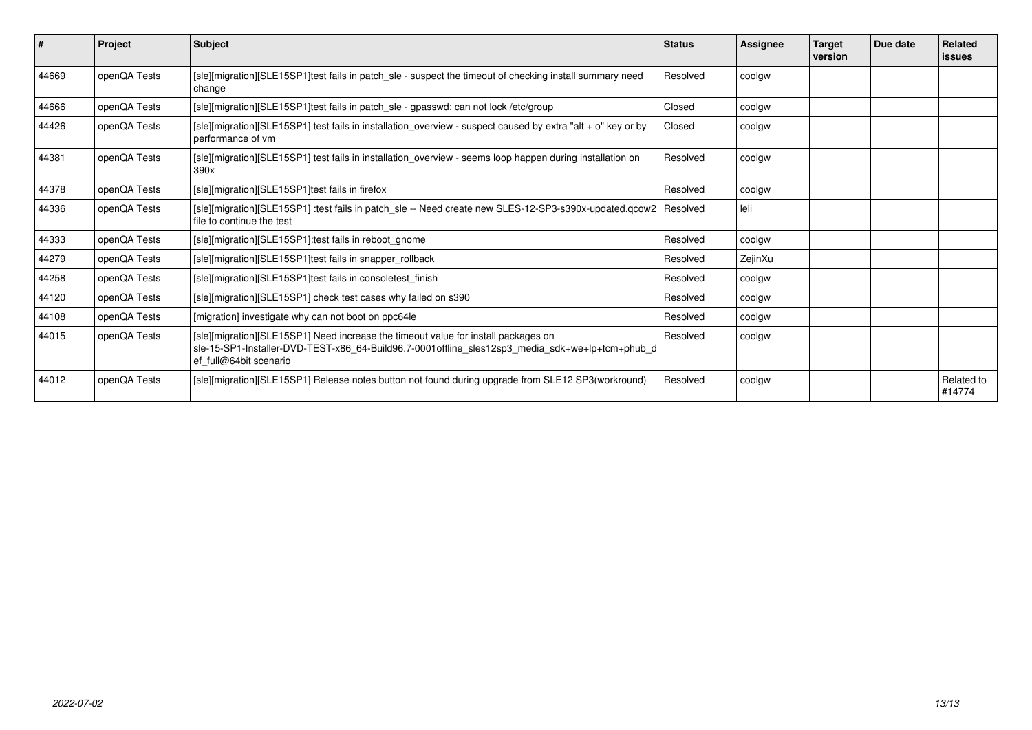| # | Project | Subject | Status | Assignee | Target version | Due date | Related issues |
|---|---|---|---|---|---|---|---|
| 44669 | openQA Tests | [sle][migration][SLE15SP1]test fails in patch_sle - suspect the timeout of checking install summary need change | Resolved | coolgw | | | |
| 44666 | openQA Tests | [sle][migration][SLE15SP1]test fails in patch_sle - gpasswd: can not lock /etc/group | Closed | coolgw | | | |
| 44426 | openQA Tests | [sle][migration][SLE15SP1] test fails in installation_overview - suspect caused by extra "alt + o" key or by performance of vm | Closed | coolgw | | | |
| 44381 | openQA Tests | [sle][migration][SLE15SP1] test fails in installation_overview - seems loop happen during installation on 390x | Resolved | coolgw | | | |
| 44378 | openQA Tests | [sle][migration][SLE15SP1]test fails in firefox | Resolved | coolgw | | | |
| 44336 | openQA Tests | [sle][migration][SLE15SP1] :test fails in patch_sle -- Need create new SLES-12-SP3-s390x-updated.qcow2 file to continue the test | Resolved | leli | | | |
| 44333 | openQA Tests | [sle][migration][SLE15SP1]:test fails in reboot_gnome | Resolved | coolgw | | | |
| 44279 | openQA Tests | [sle][migration][SLE15SP1]test fails in snapper_rollback | Resolved | ZejinXu | | | |
| 44258 | openQA Tests | [sle][migration][SLE15SP1]test fails in consoletest_finish | Resolved | coolgw | | | |
| 44120 | openQA Tests | [sle][migration][SLE15SP1] check test cases why failed on s390 | Resolved | coolgw | | | |
| 44108 | openQA Tests | [migration] investigate why can not boot on ppc64le | Resolved | coolgw | | | |
| 44015 | openQA Tests | [sle][migration][SLE15SP1] Need increase the timeout value for install packages on sle-15-SP1-Installer-DVD-TEST-x86_64-Build96.7-0001offline_sles12sp3_media_sdk+we+lp+tcm+phub_def_full@64bit scenario | Resolved | coolgw | | | |
| 44012 | openQA Tests | [sle][migration][SLE15SP1] Release notes button not found during upgrade from SLE12 SP3(workround) | Resolved | coolgw | | | Related to #14774 |